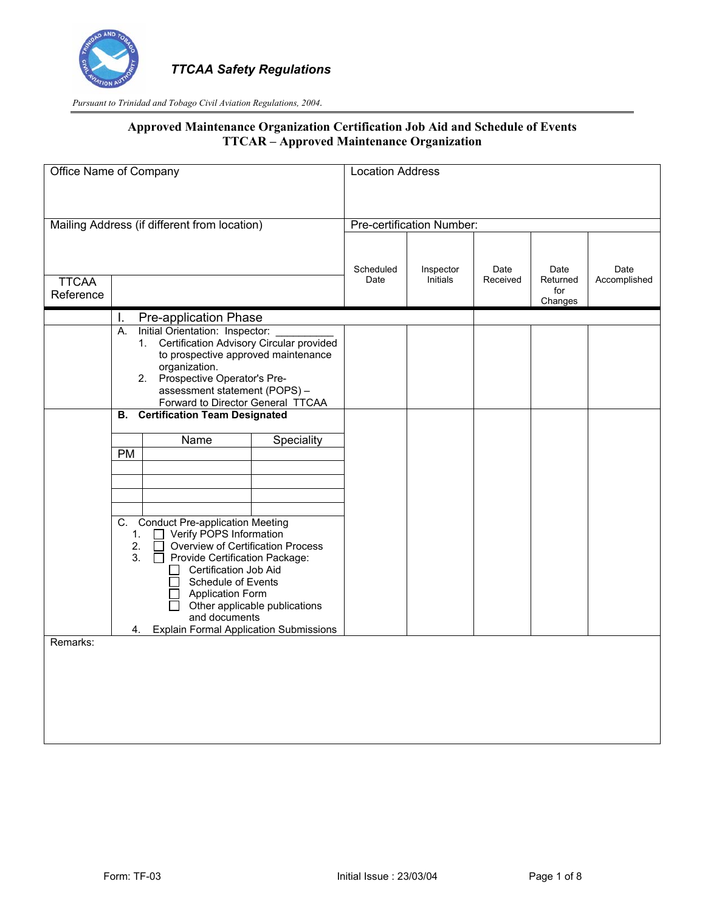*TTCAA Safety Regulations*

*Pursuant to Trinidad and Tobago Civil Aviation Regulations, 2004.*

## Approved Maintenance Organization Certification Job Aid and Schedule of Events
## TTCAR – Approved Maintenance Organization

| Office Name of Company | | Location Address | | | | |
|---|---|---|---|---|---|---|
| Mailing Address (if different from location) | | Pre-certification Number: | | | | |
| TTCAA Reference | | Scheduled Date | Inspector Initials | Date Received | Date Returned for Changes | Date Accomplished |
| | **I. Pre-application Phase** | | | | | |
| | A. Initial Orientation: Inspector: __________<br>1. Certification Advisory Circular provided to prospective approved maintenance organization.<br>2. Prospective Operator's Pre-assessment statement (POPS) – Forward to Director General TTCAA | | | | | |
| | **B. Certification Team Designated**<br><br>PM – Name: ______ Speciality: ______<br>Name: ______ Speciality: ______<br>Name: ______ Speciality: ______<br>Name: ______ Speciality: ______<br>Name: ______ Speciality: ______<br><br>C. Conduct Pre-application Meeting<br>1. ☐ Verify POPS Information<br>2. ☐ Overview of Certification Process<br>3. ☐ Provide Certification Package:<br>☐ Certification Job Aid<br>☐ Schedule of Events<br>☐ Application Form<br>☐ Other applicable publications and documents<br>4. Explain Formal Application Submissions | | | | | |
| Remarks: | | | | | | |

Form: TF-03 — Initial Issue : 23/03/04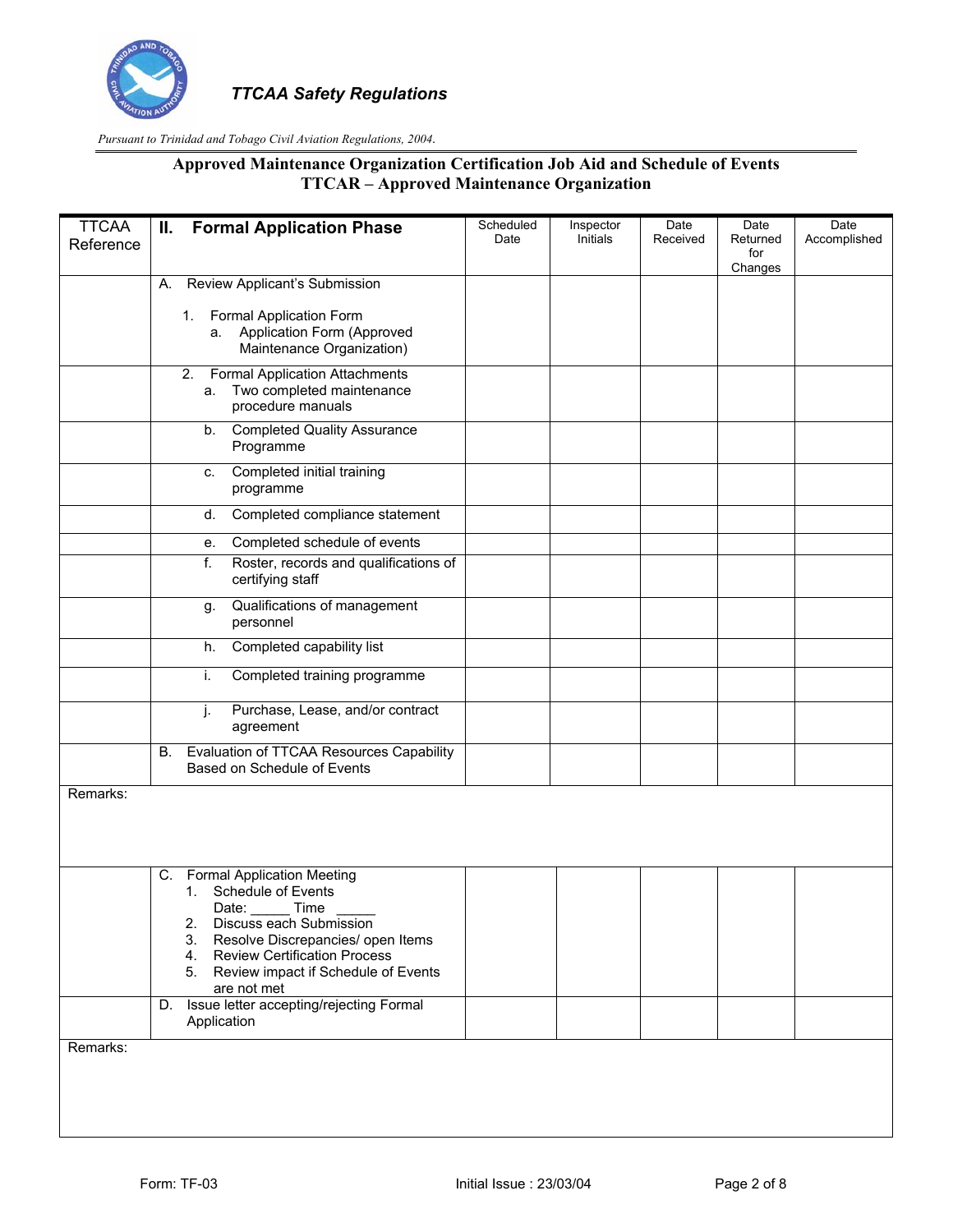*TTCAA Safety Regulations*

*Pursuant to Trinidad and Tobago Civil Aviation Regulations, 2004.*

## Approved Maintenance Organization Certification Job Aid and Schedule of Events
## TTCAR – Approved Maintenance Organization

| TTCAA Reference | II. Formal Application Phase | Scheduled Date | Inspector Initials | Date Received | Date Returned for Changes | Date Accomplished |
|---|---|---|---|---|---|---|
| | A. Review Applicant's Submission<br><br>1. Formal Application Form<br>a. Application Form (Approved Maintenance Organization) | | | | | |
| | 2. Formal Application Attachments<br>a. Two completed maintenance procedure manuals | | | | | |
| | b. Completed Quality Assurance Programme | | | | | |
| | c. Completed initial training programme | | | | | |
| | d. Completed compliance statement | | | | | |
| | e. Completed schedule of events | | | | | |
| | f. Roster, records and qualifications of certifying staff | | | | | |
| | g. Qualifications of management personnel | | | | | |
| | h. Completed capability list | | | | | |
| | i. Completed training programme | | | | | |
| | j. Purchase, Lease, and/or contract agreement | | | | | |
| | B. Evaluation of TTCAA Resources Capability Based on Schedule of Events | | | | | |
| Remarks: | | | | | | |
| | C. Formal Application Meeting<br>1. Schedule of Events<br>Date: _____ Time _____<br>2. Discuss each Submission<br>3. Resolve Discrepancies/ open Items<br>4. Review Certification Process<br>5. Review impact if Schedule of Events are not met | | | | | |
| | D. Issue letter accepting/rejecting Formal Application | | | | | |
| Remarks: | | | | | | |

Form: TF-03 Initial Issue : 23/03/04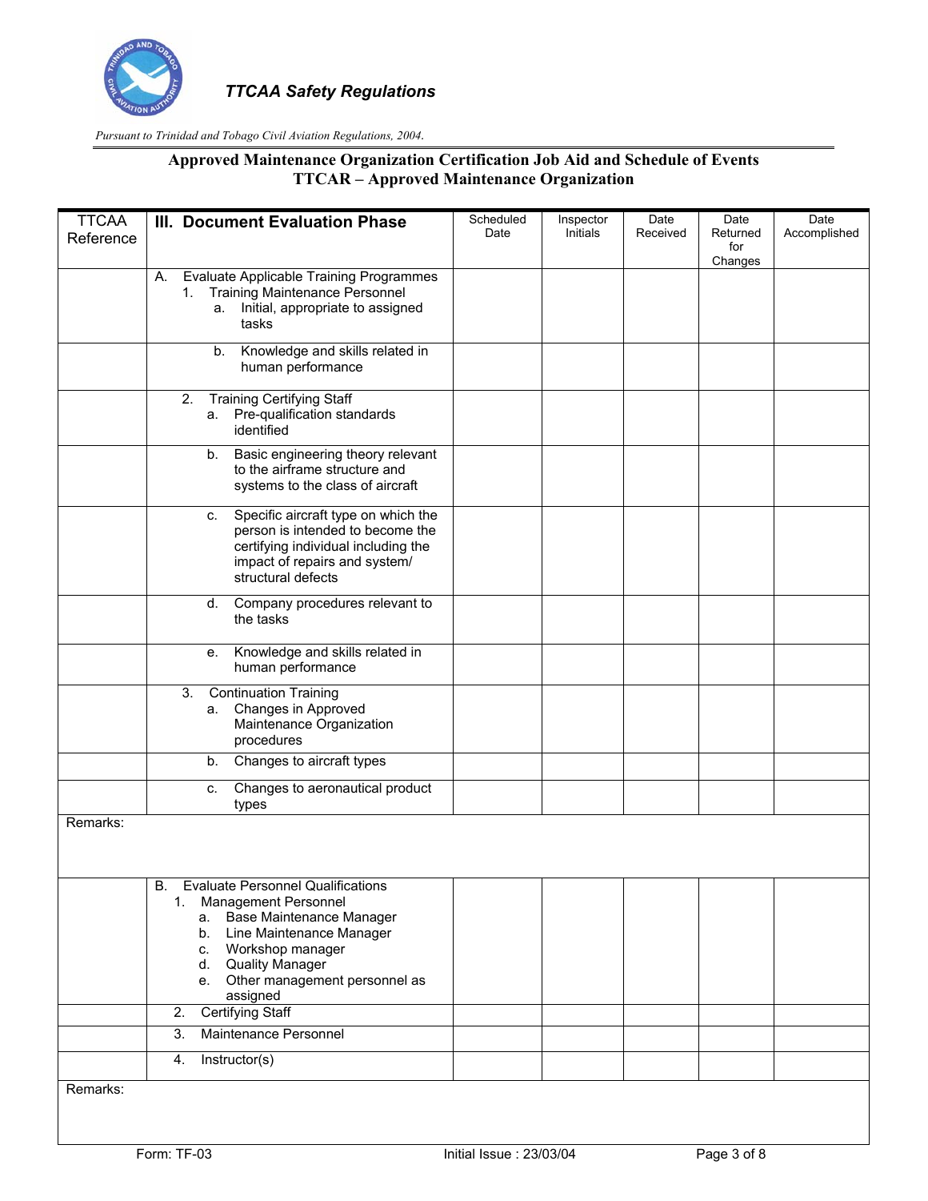*TTCAA Safety Regulations*

*Pursuant to Trinidad and Tobago Civil Aviation Regulations, 2004.*

## Approved Maintenance Organization Certification Job Aid and Schedule of Events
## TTCAR – Approved Maintenance Organization

| TTCAA Reference | III. Document Evaluation Phase | Scheduled Date | Inspector Initials | Date Received | Date Returned for Changes | Date Accomplished |
|---|---|---|---|---|---|---|
| | A. Evaluate Applicable Training Programmes<br>1. Training Maintenance Personnel<br>a. Initial, appropriate to assigned tasks | | | | | |
| | b. Knowledge and skills related in human performance | | | | | |
| | 2. Training Certifying Staff<br>a. Pre-qualification standards identified | | | | | |
| | b. Basic engineering theory relevant to the airframe structure and systems to the class of aircraft | | | | | |
| | c. Specific aircraft type on which the person is intended to become the certifying individual including the impact of repairs and system/ structural defects | | | | | |
| | d. Company procedures relevant to the tasks | | | | | |
| | e. Knowledge and skills related in human performance | | | | | |
| | 3. Continuation Training<br>a. Changes in Approved Maintenance Organization procedures | | | | | |
| | b. Changes to aircraft types | | | | | |
| | c. Changes to aeronautical product types | | | | | |
| Remarks: | | | | | | |
| | B. Evaluate Personnel Qualifications<br>1. Management Personnel<br>a. Base Maintenance Manager<br>b. Line Maintenance Manager<br>c. Workshop manager<br>d. Quality Manager<br>e. Other management personnel as assigned | | | | | |
| | 2. Certifying Staff | | | | | |
| | 3. Maintenance Personnel | | | | | |
| | 4. Instructor(s) | | | | | |
| Remarks: | | | | | | |

Form: TF-03 Initial Issue : 23/03/04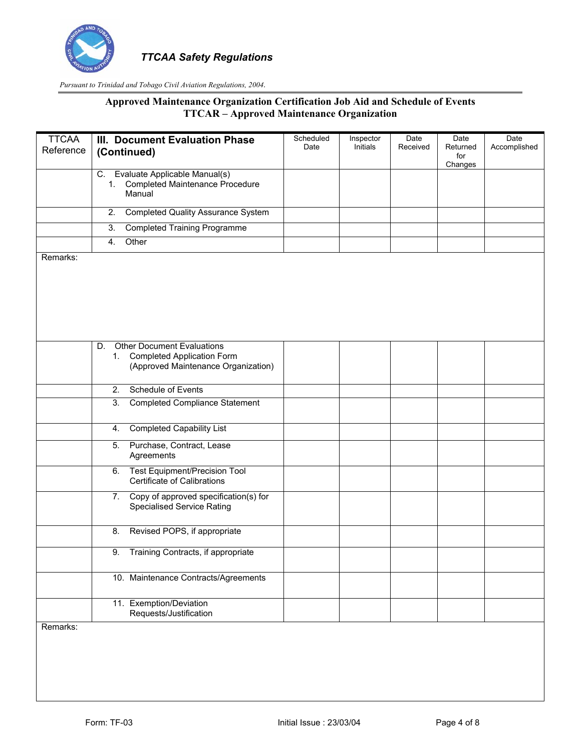**TTCAA Safety Regulations**

*Pursuant to Trinidad and Tobago Civil Aviation Regulations, 2004.*

## Approved Maintenance Organization Certification Job Aid and Schedule of Events
## TTCAR – Approved Maintenance Organization

| TTCAA Reference | III. Document Evaluation Phase (Continued) | Scheduled Date | Inspector Initials | Date Received | Date Returned for Changes | Date Accomplished |
|---|---|---|---|---|---|---|
| | C. Evaluate Applicable Manual(s)<br>1. Completed Maintenance Procedure Manual | | | | | |
| | 2. Completed Quality Assurance System | | | | | |
| | 3. Completed Training Programme | | | | | |
| | 4. Other | | | | | |
| Remarks: | | | | | | |
| | D. Other Document Evaluations<br>1. Completed Application Form (Approved Maintenance Organization) | | | | | |
| | 2. Schedule of Events | | | | | |
| | 3. Completed Compliance Statement | | | | | |
| | 4. Completed Capability List | | | | | |
| | 5. Purchase, Contract, Lease Agreements | | | | | |
| | 6. Test Equipment/Precision Tool Certificate of Calibrations | | | | | |
| | 7. Copy of approved specification(s) for Specialised Service Rating | | | | | |
| | 8. Revised POPS, if appropriate | | | | | |
| | 9. Training Contracts, if appropriate | | | | | |
| | 10. Maintenance Contracts/Agreements | | | | | |
| | 11. Exemption/Deviation Requests/Justification | | | | | |
| Remarks: | | | | | | |

Form: TF-03 Initial Issue : 23/03/04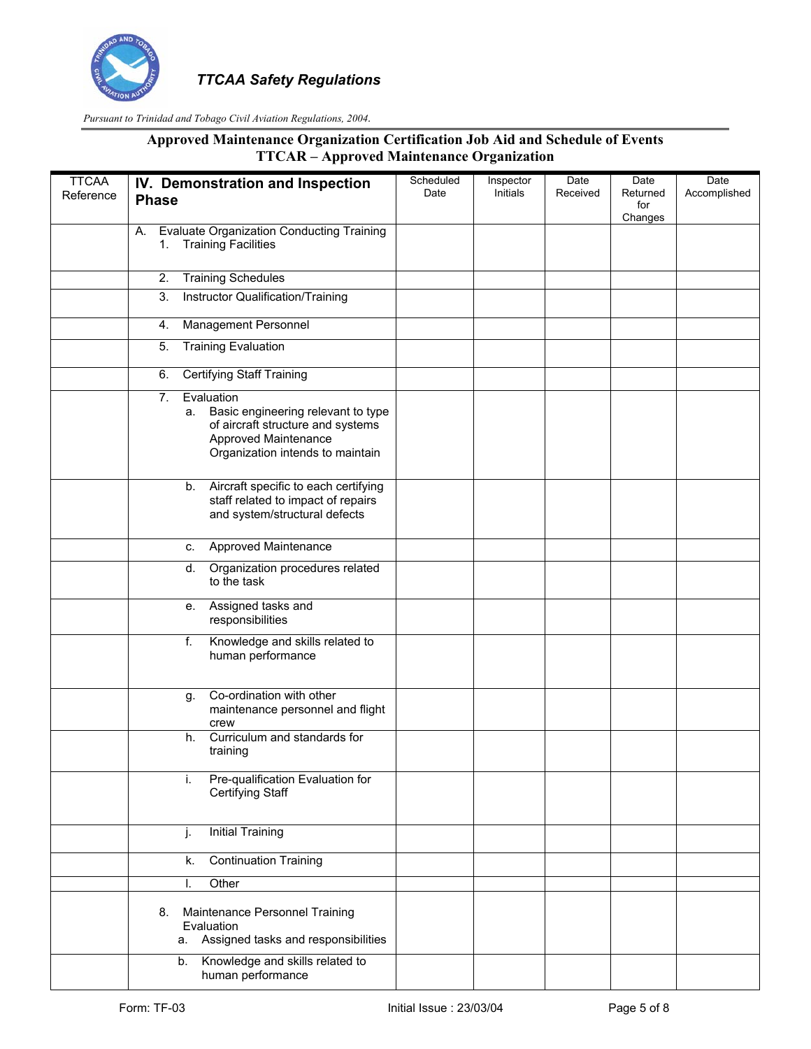*TTCAA Safety Regulations*

*Pursuant to Trinidad and Tobago Civil Aviation Regulations, 2004.*

**Approved Maintenance Organization Certification Job Aid and Schedule of Events**
**TTCAR – Approved Maintenance Organization**

| TTCAA Reference | **IV. Demonstration and Inspection Phase** | Scheduled Date | Inspector Initials | Date Received | Date Returned for Changes | Date Accomplished |
|---|---|---|---|---|---|---|
| | A. Evaluate Organization Conducting Training<br>1. Training Facilities | | | | | |
| | 2. Training Schedules | | | | | |
| | 3. Instructor Qualification/Training | | | | | |
| | 4. Management Personnel | | | | | |
| | 5. Training Evaluation | | | | | |
| | 6. Certifying Staff Training | | | | | |
| | 7. Evaluation<br>a. Basic engineering relevant to type of aircraft structure and systems Approved Maintenance Organization intends to maintain | | | | | |
| | b. Aircraft specific to each certifying staff related to impact of repairs and system/structural defects | | | | | |
| | c. Approved Maintenance | | | | | |
| | d. Organization procedures related to the task | | | | | |
| | e. Assigned tasks and responsibilities | | | | | |
| | f. Knowledge and skills related to human performance | | | | | |
| | g. Co-ordination with other maintenance personnel and flight crew | | | | | |
| | h. Curriculum and standards for training | | | | | |
| | i. Pre-qualification Evaluation for Certifying Staff | | | | | |
| | j. Initial Training | | | | | |
| | k. Continuation Training | | | | | |
| | l. Other | | | | | |
| | 8. Maintenance Personnel Training Evaluation<br>a. Assigned tasks and responsibilities | | | | | |
| | b. Knowledge and skills related to human performance | | | | | |

Form: TF-03 Initial Issue : 23/03/04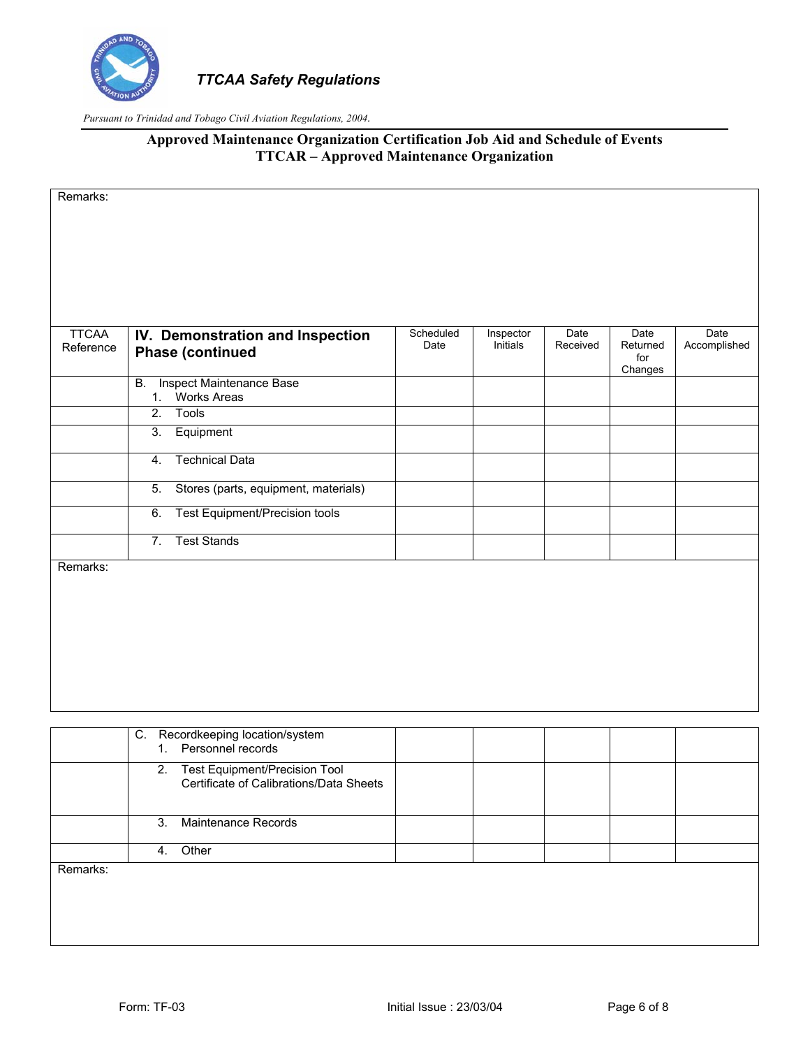Remarks:

| TTCAA Reference | **IV. Demonstration and Inspection Phase (continued** | Scheduled Date | Inspector Initials | Date Received | Date Returned for Changes | Date Accomplished |
|---|---|---|---|---|---|---|
| | B. Inspect Maintenance Base<br>1. Works Areas | | | | | |
| | 2. Tools | | | | | |
| | 3. Equipment | | | | | |
| | 4. Technical Data | | | | | |
| | 5. Stores (parts, equipment, materials) | | | | | |
| | 6. Test Equipment/Precision tools | | | | | |
| | 7. Test Stands | | | | | |

Remarks:

| | | | | | | |
|---|---|---|---|---|---|---|
| | C. Recordkeeping location/system<br>1. Personnel records | | | | | |
| | 2. Test Equipment/Precision Tool Certificate of Calibrations/Data Sheets | | | | | |
| | 3. Maintenance Records | | | | | |
| | 4. Other | | | | | |

Remarks: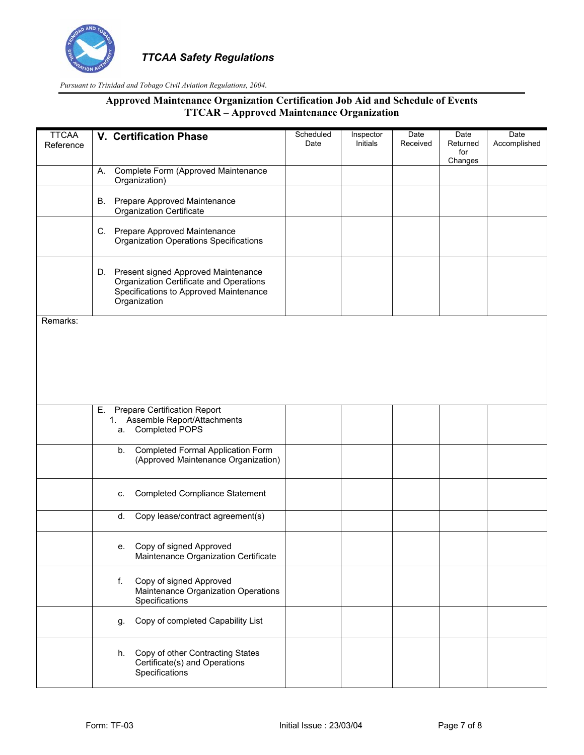*TTCAA Safety Regulations*

*Pursuant to Trinidad and Tobago Civil Aviation Regulations, 2004.*

**Approved Maintenance Organization Certification Job Aid and Schedule of Events**
**TTCAR – Approved Maintenance Organization**

| TTCAA Reference | **V. Certification Phase** | Scheduled Date | Inspector Initials | Date Received | Date Returned for Changes | Date Accomplished |
|---|---|---|---|---|---|---|
| | A. Complete Form (Approved Maintenance Organization) | | | | | |
| | B. Prepare Approved Maintenance Organization Certificate | | | | | |
| | C. Prepare Approved Maintenance Organization Operations Specifications | | | | | |
| | D. Present signed Approved Maintenance Organization Certificate and Operations Specifications to Approved Maintenance Organization | | | | | |
| Remarks: | | | | | | |
| | E. Prepare Certification Report<br>1. Assemble Report/Attachments<br>a. Completed POPS | | | | | |
| | b. Completed Formal Application Form (Approved Maintenance Organization) | | | | | |
| | c. Completed Compliance Statement | | | | | |
| | d. Copy lease/contract agreement(s) | | | | | |
| | e. Copy of signed Approved Maintenance Organization Certificate | | | | | |
| | f. Copy of signed Approved Maintenance Organization Operations Specifications | | | | | |
| | g. Copy of completed Capability List | | | | | |
| | h. Copy of other Contracting States Certificate(s) and Operations Specifications | | | | | |

Form: TF-03 Initial Issue : 23/03/04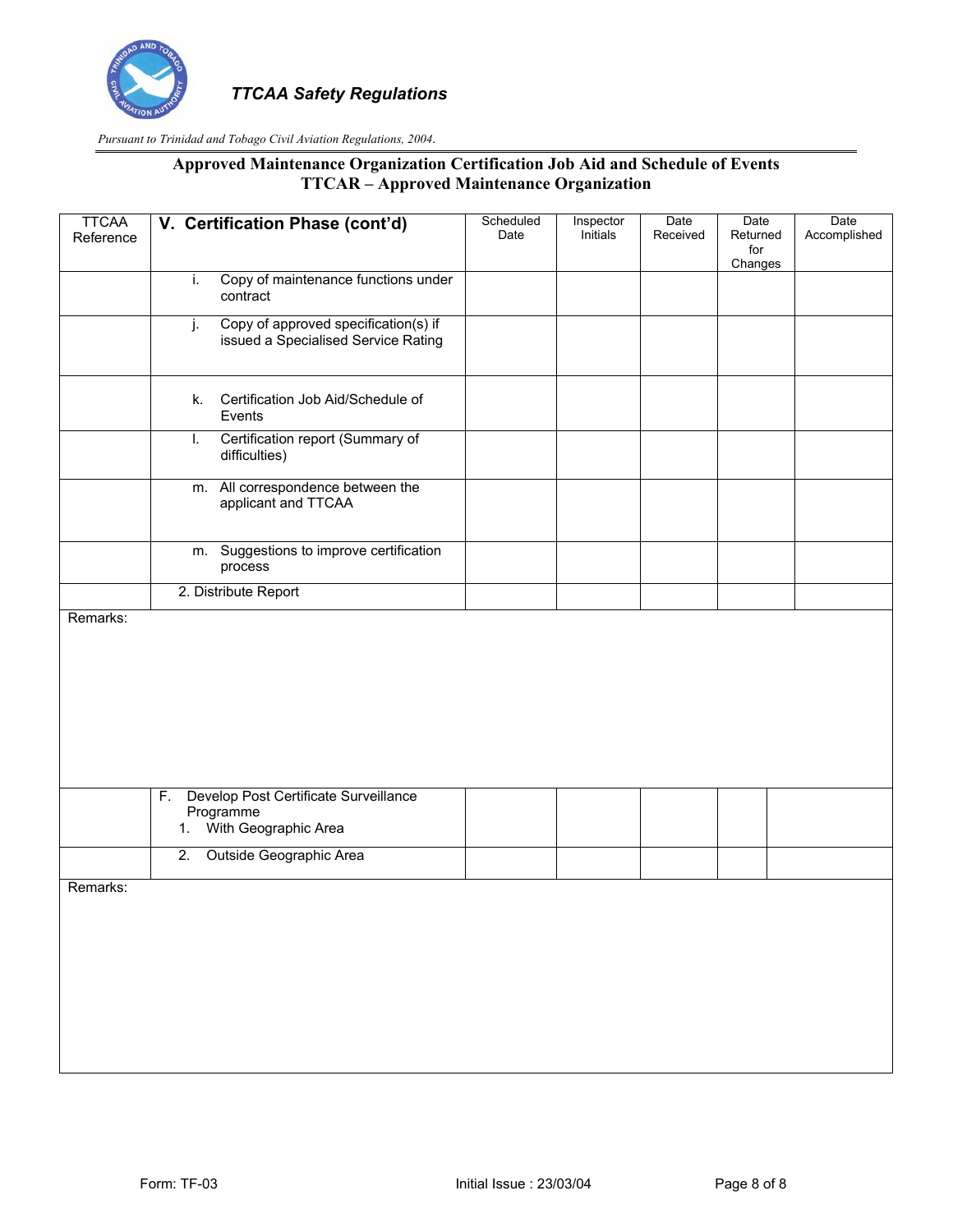**TTCAA Safety Regulations**

*Pursuant to Trinidad and Tobago Civil Aviation Regulations, 2004.*

## Approved Maintenance Organization Certification Job Aid and Schedule of Events
## TTCAR – Approved Maintenance Organization

| TTCAA Reference | V. Certification Phase (cont'd) | Scheduled Date | Inspector Initials | Date Received | Date Returned for Changes | Date Accomplished |
|---|---|---|---|---|---|---|
| | i. Copy of maintenance functions under contract | | | | | |
| | j. Copy of approved specification(s) if issued a Specialised Service Rating | | | | | |
| | k. Certification Job Aid/Schedule of Events | | | | | |
| | l. Certification report (Summary of difficulties) | | | | | |
| | m. All correspondence between the applicant and TTCAA | | | | | |
| | m. Suggestions to improve certification process | | | | | |
| | 2. Distribute Report | | | | | |

Remarks:

| | | | | | | |
|---|---|---|---|---|---|---|
| | F. Develop Post Certificate Surveillance Programme<br>1. With Geographic Area | | | | | |
| | 2. Outside Geographic Area | | | | | |

Remarks:

Form: TF-03 Initial Issue : 23/03/04